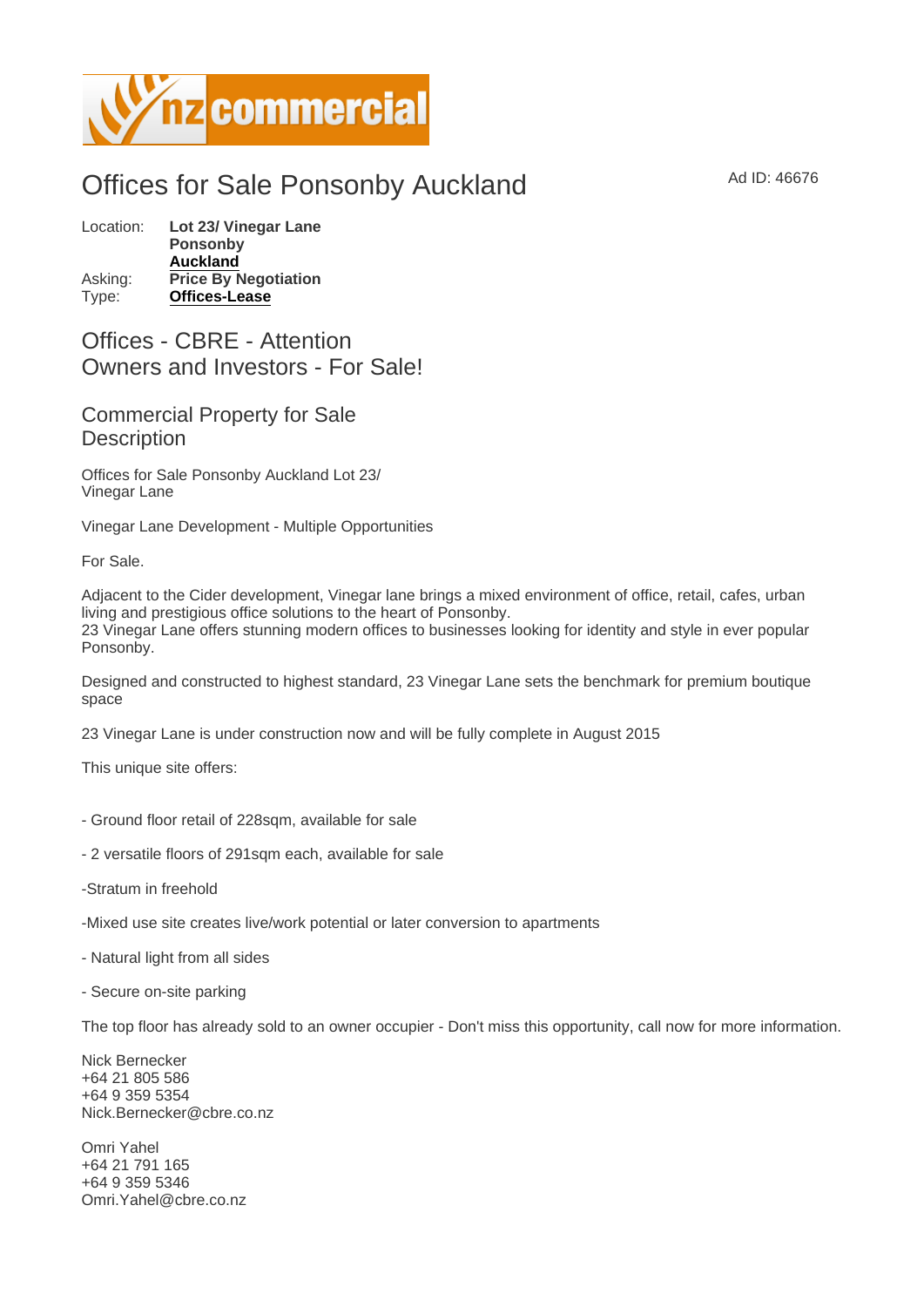# Offices for Sale Ponsonby Auckland

Ad ID: 46676

Location: **Lot 23/ Vinegar Lane**
**Ponsonby**
**Auckland**
Asking: **Price By Negotiation**
Type: **Offices-Lease**

## Offices - CBRE - Attention Owners and Investors - For Sale!

## Commercial Property for Sale Description

Offices for Sale Ponsonby Auckland Lot 23/ Vinegar Lane

Vinegar Lane Development - Multiple Opportunities

For Sale.

Adjacent to the Cider development, Vinegar lane brings a mixed environment of office, retail, cafes, urban living and prestigious office solutions to the heart of Ponsonby.
23 Vinegar Lane offers stunning modern offices to businesses looking for identity and style in ever popular Ponsonby.

Designed and constructed to highest standard, 23 Vinegar Lane sets the benchmark for premium boutique space

23 Vinegar Lane is under construction now and will be fully complete in August 2015

This unique site offers:

- Ground floor retail of 228sqm, available for sale

- 2 versatile floors of 291sqm each, available for sale

-Stratum in freehold

-Mixed use site creates live/work potential or later conversion to apartments

- Natural light from all sides

- Secure on-site parking

The top floor has already sold to an owner occupier - Don't miss this opportunity, call now for more information.

Nick Bernecker
+64 21 805 586
+64 9 359 5354
Nick.Bernecker@cbre.co.nz

Omri Yahel
+64 21 791 165
+64 9 359 5346
Omri.Yahel@cbre.co.nz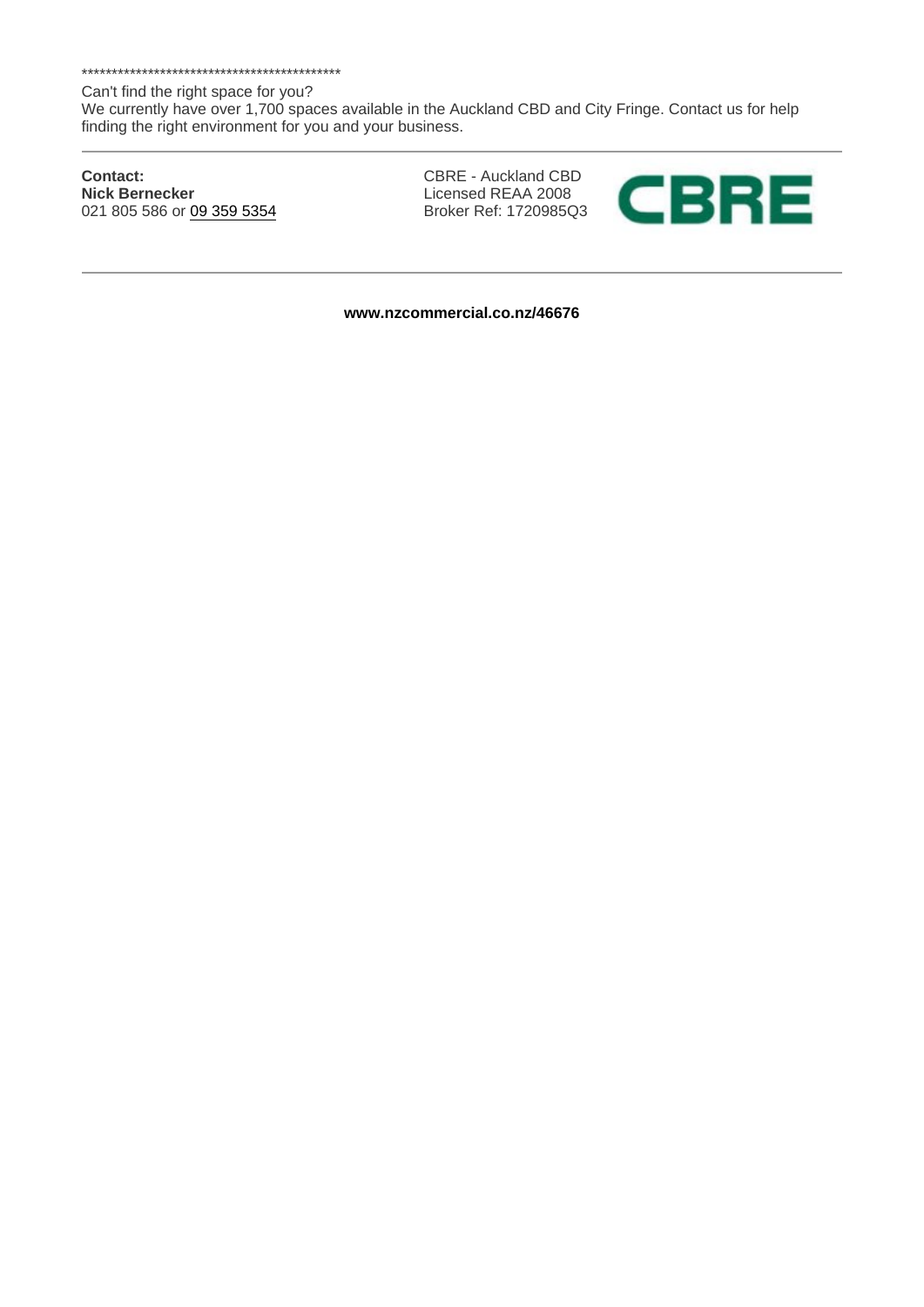********************************************

Can't find the right space for you?
We currently have over 1,700 spaces available in the Auckland CBD and City Fringe. Contact us for help finding the right environment for you and your business.

---

**Contact:**
**Nick Bernecker**
021 805 586 or 09 359 5354

CBRE - Auckland CBD
Licensed REAA 2008
Broker Ref: 1720985Q3

CBRE

---

**www.nzcommercial.co.nz/46676**